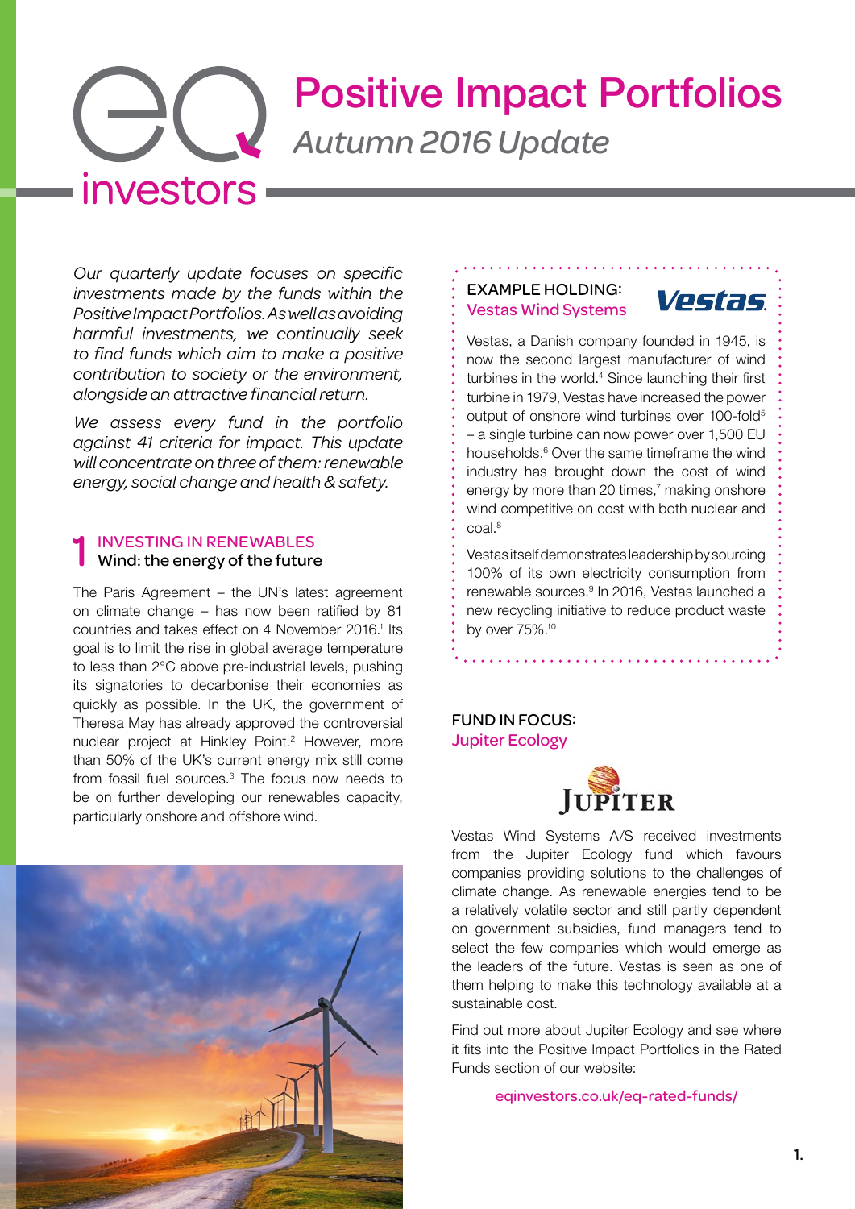# Positive Impact Portfolios

*Autumn 2016 Update*

*Our quarterly update focuses on specific investments made by the funds within the Positive Impact Portfolios. As well as avoiding harmful investments, we continually seek to find funds which aim to make a positive contribution to society or the environment, alongside an attractive financial return.*

*We assess every fund in the portfolio against 41 criteria for impact. This update will concentrate on three of them: renewable energy, social change and health & safety.*

## 1 INVESTING IN RENEWABLES
### Wind: the energy of the future

The Paris Agreement – the UN's latest agreement on climate change – has now been ratified by 81 countries and takes effect on 4 November 2016.[1] Its goal is to limit the rise in global average temperature to less than 2°C above pre-industrial levels, pushing its signatories to decarbonise their economies as quickly as possible. In the UK, the government of Theresa May has already approved the controversial nuclear project at Hinkley Point.[2] However, more than 50% of the UK's current energy mix still come from fossil fuel sources.[3] The focus now needs to be on further developing our renewables capacity, particularly onshore and offshore wind.

### EXAMPLE HOLDING: Vestas Wind Systems

Vestas, a Danish company founded in 1945, is now the second largest manufacturer of wind turbines in the world.[4] Since launching their first turbine in 1979, Vestas have increased the power output of onshore wind turbines over 100-fold[5] – a single turbine can now power over 1,500 EU households.[6] Over the same timeframe the wind industry has brought down the cost of wind energy by more than 20 times,[7] making onshore wind competitive on cost with both nuclear and coal.[8]

Vestas itself demonstrates leadership by sourcing 100% of its own electricity consumption from renewable sources.[9] In 2016, Vestas launched a new recycling initiative to reduce product waste by over 75%.[10]

### FUND IN FOCUS: Jupiter Ecology

Vestas Wind Systems A/S received investments from the Jupiter Ecology fund which favours companies providing solutions to the challenges of climate change. As renewable energies tend to be a relatively volatile sector and still partly dependent on government subsidies, fund managers tend to select the few companies which would emerge as the leaders of the future. Vestas is seen as one of them helping to make this technology available at a sustainable cost.

Find out more about Jupiter Ecology and see where it fits into the Positive Impact Portfolios in the Rated Funds section of our website:

eqinvestors.co.uk/eq-rated-funds/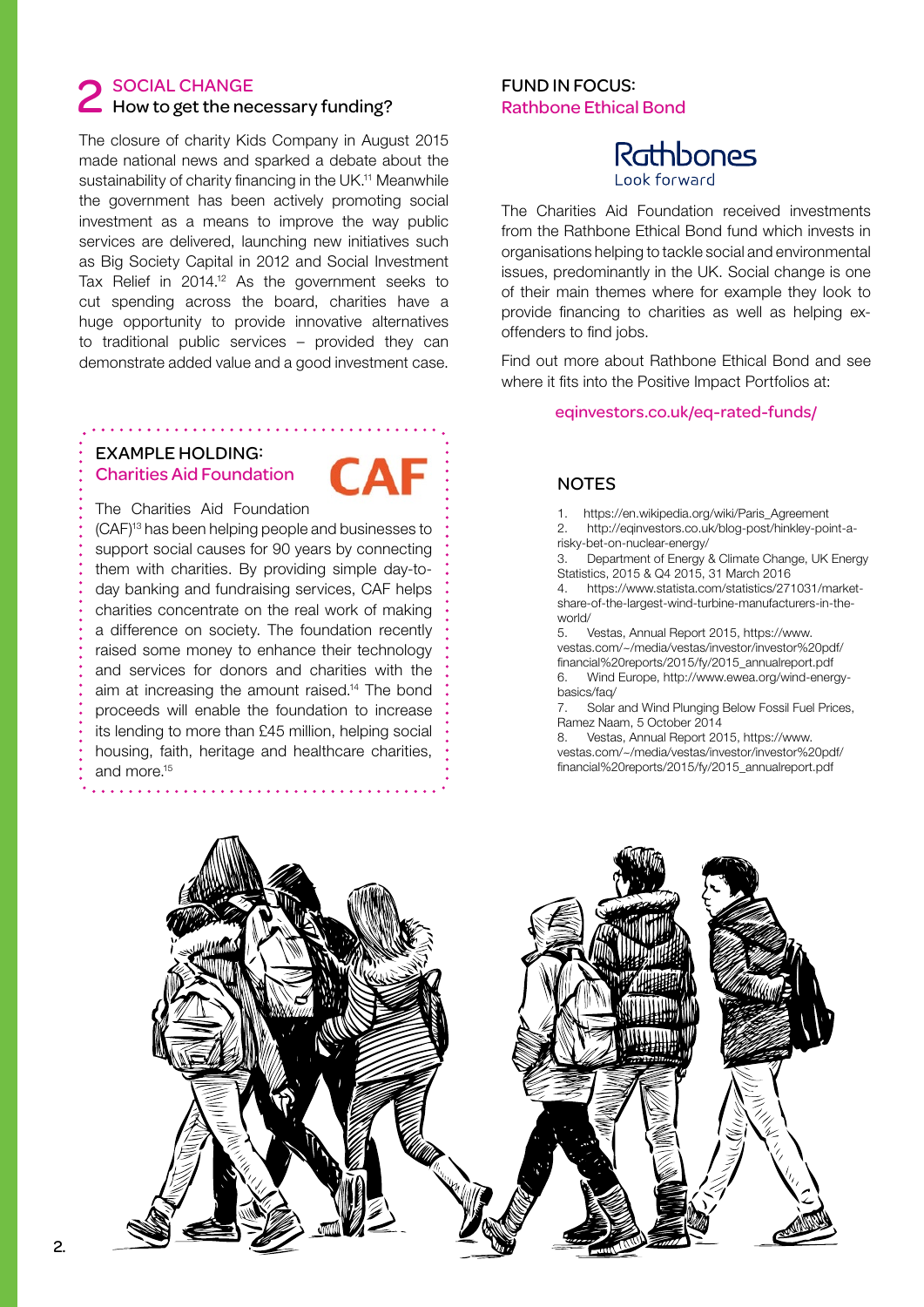## 2 SOCIAL CHANGE
### How to get the necessary funding?

The closure of charity Kids Company in August 2015 made national news and sparked a debate about the sustainability of charity financing in the UK.[11] Meanwhile the government has been actively promoting social investment as a means to improve the way public services are delivered, launching new initiatives such as Big Society Capital in 2012 and Social Investment Tax Relief in 2014.[12] As the government seeks to cut spending across the board, charities have a huge opportunity to provide innovative alternatives to traditional public services – provided they can demonstrate added value and a good investment case.

### EXAMPLE HOLDING:
### Charities Aid Foundation

CAF

The Charities Aid Foundation (CAF)[13] has been helping people and businesses to support social causes for 90 years by connecting them with charities. By providing simple day-to-day banking and fundraising services, CAF helps charities concentrate on the real work of making a difference on society. The foundation recently raised some money to enhance their technology and services for donors and charities with the aim at increasing the amount raised.[14] The bond proceeds will enable the foundation to increase its lending to more than £45 million, helping social housing, faith, heritage and healthcare charities, and more.[15]

### FUND IN FOCUS:
### Rathbone Ethical Bond

Rathbones
Look forward

The Charities Aid Foundation received investments from the Rathbone Ethical Bond fund which invests in organisations helping to tackle social and environmental issues, predominantly in the UK. Social change is one of their main themes where for example they look to provide financing to charities as well as helping ex-offenders to find jobs.

Find out more about Rathbone Ethical Bond and see where it fits into the Positive Impact Portfolios at:

eqinvestors.co.uk/eq-rated-funds/

### NOTES

1. https://en.wikipedia.org/wiki/Paris_Agreement
2. http://eqinvestors.co.uk/blog-post/hinkley-point-a-risky-bet-on-nuclear-energy/
3. Department of Energy & Climate Change, UK Energy Statistics, 2015 & Q4 2015, 31 March 2016
4. https://www.statista.com/statistics/271031/market-share-of-the-largest-wind-turbine-manufacturers-in-the-world/
5. Vestas, Annual Report 2015, https://www.vestas.com/~/media/vestas/investor/investor%20pdf/financial%20reports/2015/fy/2015_annualreport.pdf
6. Wind Europe, http://www.ewea.org/wind-energy-basics/faq/
7. Solar and Wind Plunging Below Fossil Fuel Prices, Ramez Naam, 5 October 2014
8. Vestas, Annual Report 2015, https://www.vestas.com/~/media/vestas/investor/investor%20pdf/financial%20reports/2015/fy/2015_annualreport.pdf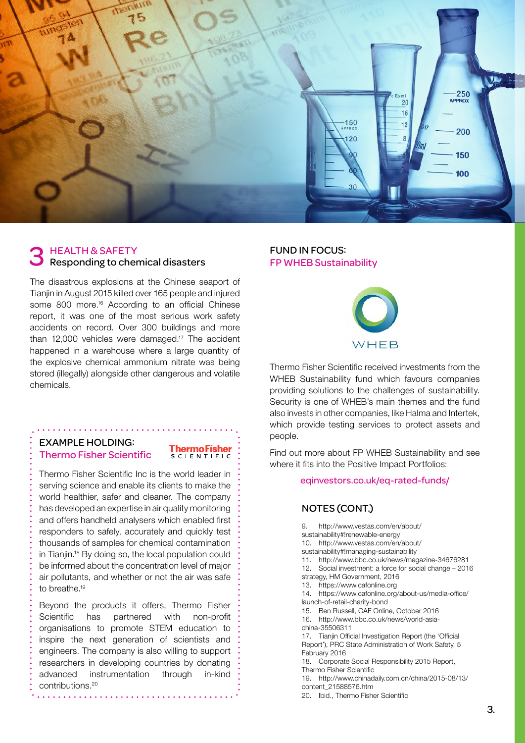## 3 HEALTH & SAFETY
### Responding to chemical disasters

The disastrous explosions at the Chinese seaport of Tianjin in August 2015 killed over 165 people and injured some 800 more.[16] According to an official Chinese report, it was one of the most serious work safety accidents on record. Over 300 buildings and more than 12,000 vehicles were damaged.[17] The accident happened in a warehouse where a large quantity of the explosive chemical ammonium nitrate was being stored (illegally) alongside other dangerous and volatile chemicals.

### EXAMPLE HOLDING: Thermo Fisher Scientific

Thermo Fisher Scientific Inc is the world leader in serving science and enable its clients to make the world healthier, safer and cleaner. The company has developed an expertise in air quality monitoring and offers handheld analysers which enabled first responders to safely, accurately and quickly test thousands of samples for chemical contamination in Tianjin.[18] By doing so, the local population could be informed about the concentration level of major air pollutants, and whether or not the air was safe to breathe.[19]

Beyond the products it offers, Thermo Fisher Scientific has partnered with non-profit organisations to promote STEM education to inspire the next generation of scientists and engineers. The company is also willing to support researchers in developing countries by donating advanced instrumentation through in-kind contributions.[20]

### FUND IN FOCUS: FP WHEB Sustainability

Thermo Fisher Scientific received investments from the WHEB Sustainability fund which favours companies providing solutions to the challenges of sustainability. Security is one of WHEB's main themes and the fund also invests in other companies, like Halma and Intertek, which provide testing services to protect assets and people.

Find out more about FP WHEB Sustainability and see where it fits into the Positive Impact Portfolios:

eqinvestors.co.uk/eq-rated-funds/

### NOTES (CONT.)

9. http://www.vestas.com/en/about/sustainability#!renewable-energy
10. http://www.vestas.com/en/about/sustainability#!managing-sustainability
11. http://www.bbc.co.uk/news/magazine-34676281
12. Social investment: a force for social change – 2016 strategy, HM Government, 2016
13. https://www.cafonline.org
14. https://www.cafonline.org/about-us/media-office/launch-of-retail-charity-bond
15. Ben Russell, CAF Online, October 2016
16. http://www.bbc.co.uk/news/world-asia-china-35506311
17. Tianjin Official Investigation Report (the 'Official Report'), PRC State Administration of Work Safety, 5 February 2016
18. Corporate Social Responsibility 2015 Report, Thermo Fisher Scientific
19. http://www.chinadaily.com.cn/china/2015-08/13/content_21588576.htm
20. Ibid., Thermo Fisher Scientific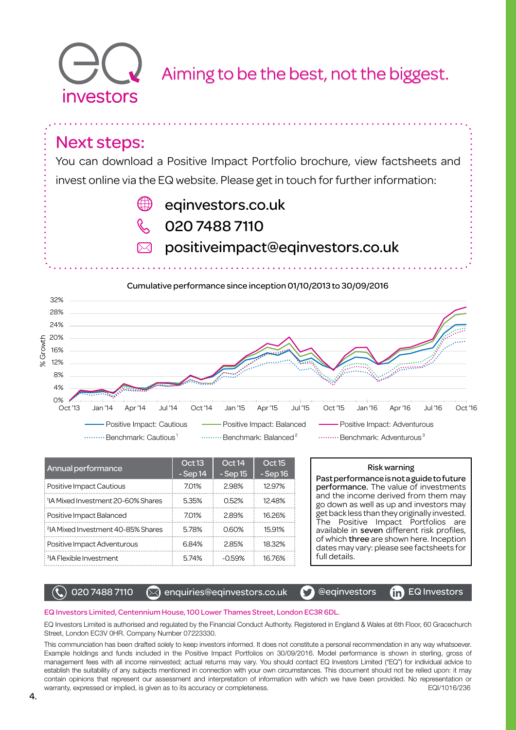eQ investors

Aiming to be the best, not the biggest.

## Next steps:

You can download a Positive Impact Portfolio brochure, view factsheets and invest online via the EQ website. Please get in touch for further information:

eqinvestors.co.uk

020 7488 7110

positiveimpact@eqinvestors.co.uk

Cumulative performance since inception 01/10/2013 to 30/09/2016

32%
28%
24%
20%
16%
12%
8%
4%
0%

% Growth

Oct '13 Jan '14 Apr '14 Jul '14 Oct '14 Jan '15 Apr '15 Jul '15 Oct '15 Jan '16 Apr '16 Jul '16 Oct '16

Positive Impact: Cautious
Positive Impact: Balanced
Positive Impact: Adventurous
Benchmark: Cautious[1]
Benchmark: Balanced[2]
Benchmark: Adventurous[3]

| Annual performance | Oct 13 - Sep 14 | Oct 14 - Sep 15 | Oct 15 - Sep 16 |
|---|---|---|---|
| Positive Impact Cautious | 7.01% | 2.98% | 12.97% |
| [1]IA Mixed Investment 20-60% Shares | 5.35% | 0.52% | 12.48% |
| Positive Impact Balanced | 7.01% | 2.89% | 16.26% |
| [2]IA Mixed Investment 40-85% Shares | 5.78% | 0.60% | 15.91% |
| Positive Impact Adventurous | 6.84% | 2.85% | 18.32% |
| [3]IA Flexible Investment | 5.74% | -0.59% | 16.76% |

### Risk warning

**Past performance is not a guide to future performance.** The value of investments and the income derived from them may go down as well as up and investors may get back less than they originally invested. The Positive Impact Portfolios are available in **seven** different risk profiles, of which **three** are shown here. Inception dates may vary: please see factsheets for full details.

020 7488 7110 | enquiries@eqinvestors.co.uk | @eqinvestors | EQ Investors

EQ Investors Limited, Centennium House, 100 Lower Thames Street, London EC3R 6DL.

EQ Investors Limited is authorised and regulated by the Financial Conduct Authority. Registered in England & Wales at 6th Floor, 60 Gracechurch Street, London EC3V 0HR. Company Number 07223330.

This communication has been drafted solely to keep investors informed. It does not constitute a personal recommendation in any way whatsoever. Example holdings and funds included in the Positive Impact Portfolios on 30/09/2016. Model performance is shown in sterling, gross of management fees with all income reinvested; actual returns may vary. You should contact EQ Investors Limited ("EQ") for individual advice to establish the suitability of any subjects mentioned in connection with your own circumstances. This document should not be relied upon: it may contain opinions that represent our assessment and interpretation of information with which we have been provided. No representation or warranty, expressed or implied, is given as to its accuracy or completeness. EQI/1016/236